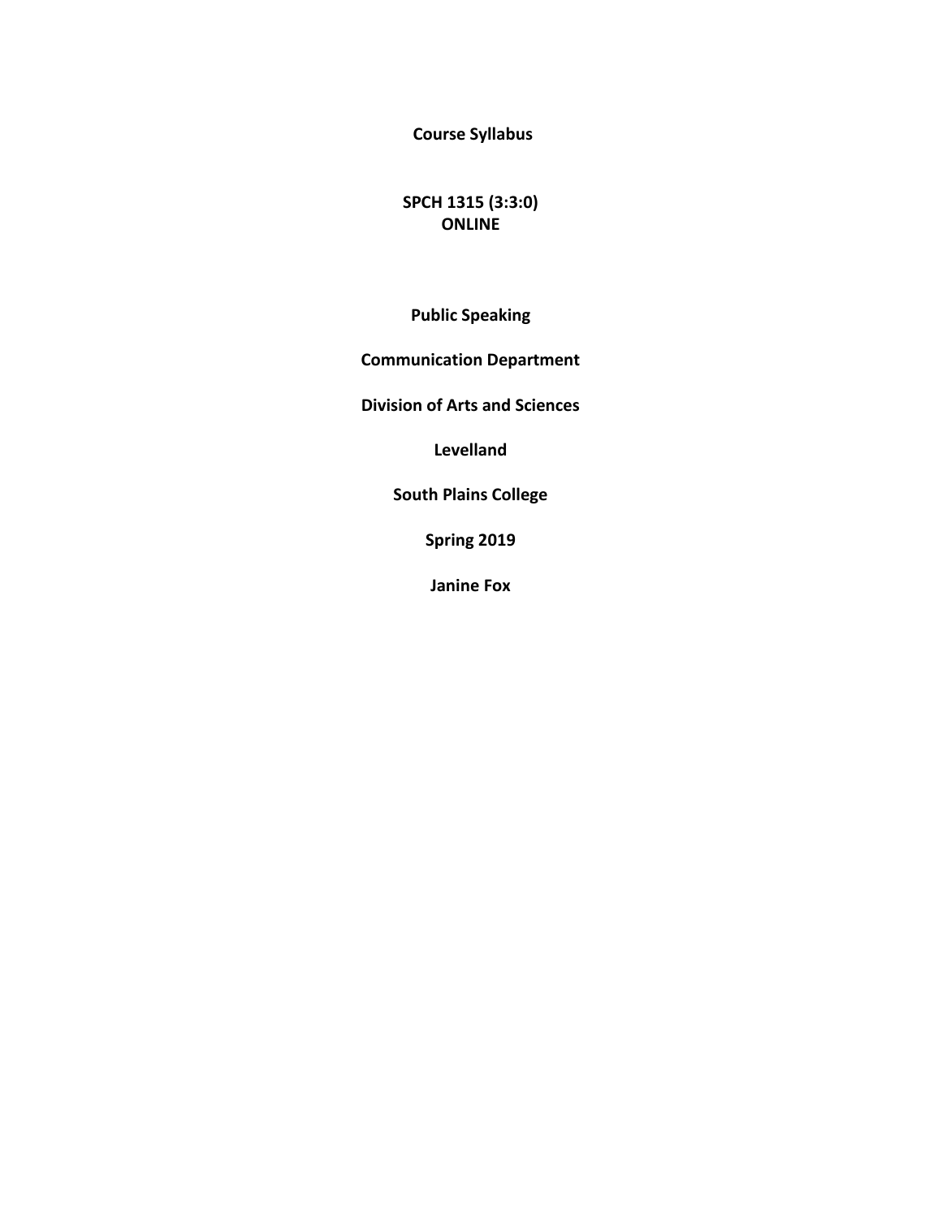**Course Syllabus**

**SPCH 1315 (3:3:0)**
**ONLINE**

**Public Speaking**

**Communication Department**

**Division of Arts and Sciences**

**Levelland**

**South Plains College**

**Spring 2019**

**Janine Fox**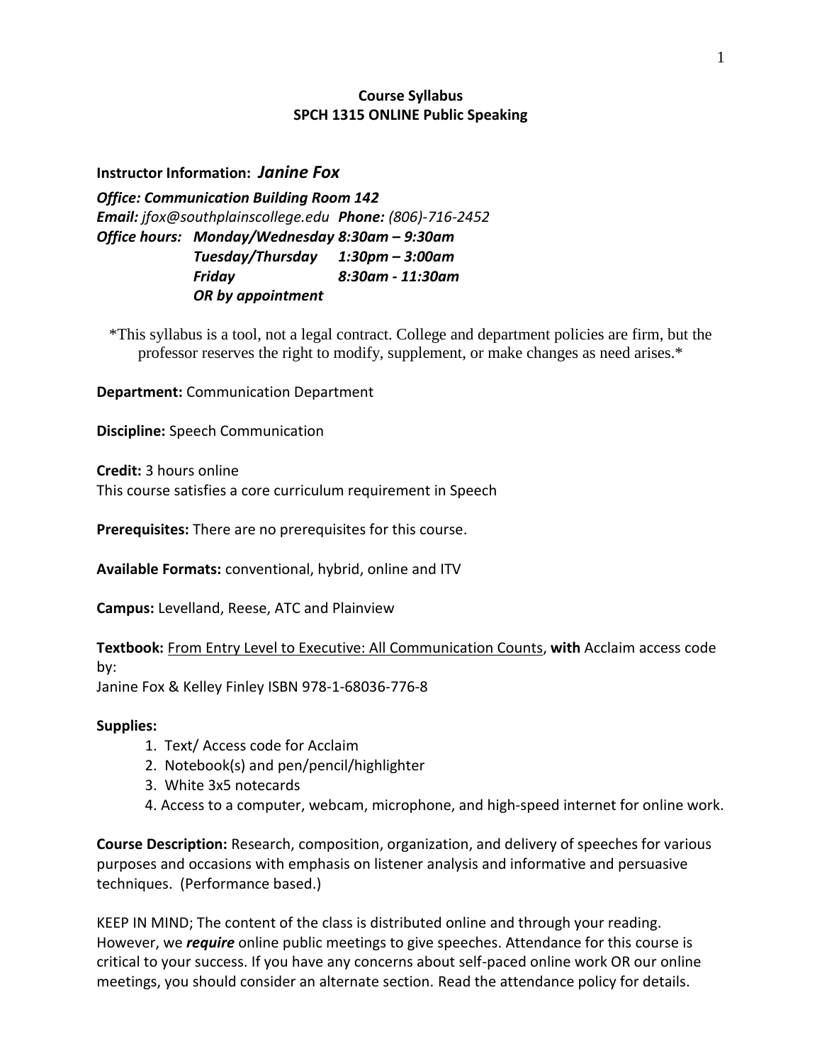**Course Syllabus**
**SPCH 1315 ONLINE Public Speaking**

**Instructor Information:** ***Janine Fox***

***Office: Communication Building Room 142***
***Email:*** *jfox@southplainscollege.edu* ***Phone:*** *(806)-716-2452*
***Office hours: Monday/Wednesday 8:30am – 9:30am***
***Tuesday/Thursday 1:30pm – 3:00am***
***Friday 8:30am - 11:30am***
***OR by appointment***

*This syllabus is a tool, not a legal contract. College and department policies are firm, but the professor reserves the right to modify, supplement, or make changes as need arises.*

**Department:** Communication Department

**Discipline:** Speech Communication

**Credit:** 3 hours online
This course satisfies a core curriculum requirement in Speech

**Prerequisites:** There are no prerequisites for this course.

**Available Formats:** conventional, hybrid, online and ITV

**Campus:** Levelland, Reese, ATC and Plainview

**Textbook:** From Entry Level to Executive: All Communication Counts, **with** Acclaim access code by:
Janine Fox & Kelley Finley ISBN 978-1-68036-776-8

**Supplies:**

1. Text/ Access code for Acclaim
2. Notebook(s) and pen/pencil/highlighter
3. White 3x5 notecards
4. Access to a computer, webcam, microphone, and high-speed internet for online work.

**Course Description:** Research, composition, organization, and delivery of speeches for various purposes and occasions with emphasis on listener analysis and informative and persuasive techniques. (Performance based.)

KEEP IN MIND; The content of the class is distributed online and through your reading. However, we ***require*** online public meetings to give speeches. Attendance for this course is critical to your success. If you have any concerns about self-paced online work OR our online meetings, you should consider an alternate section. Read the attendance policy for details.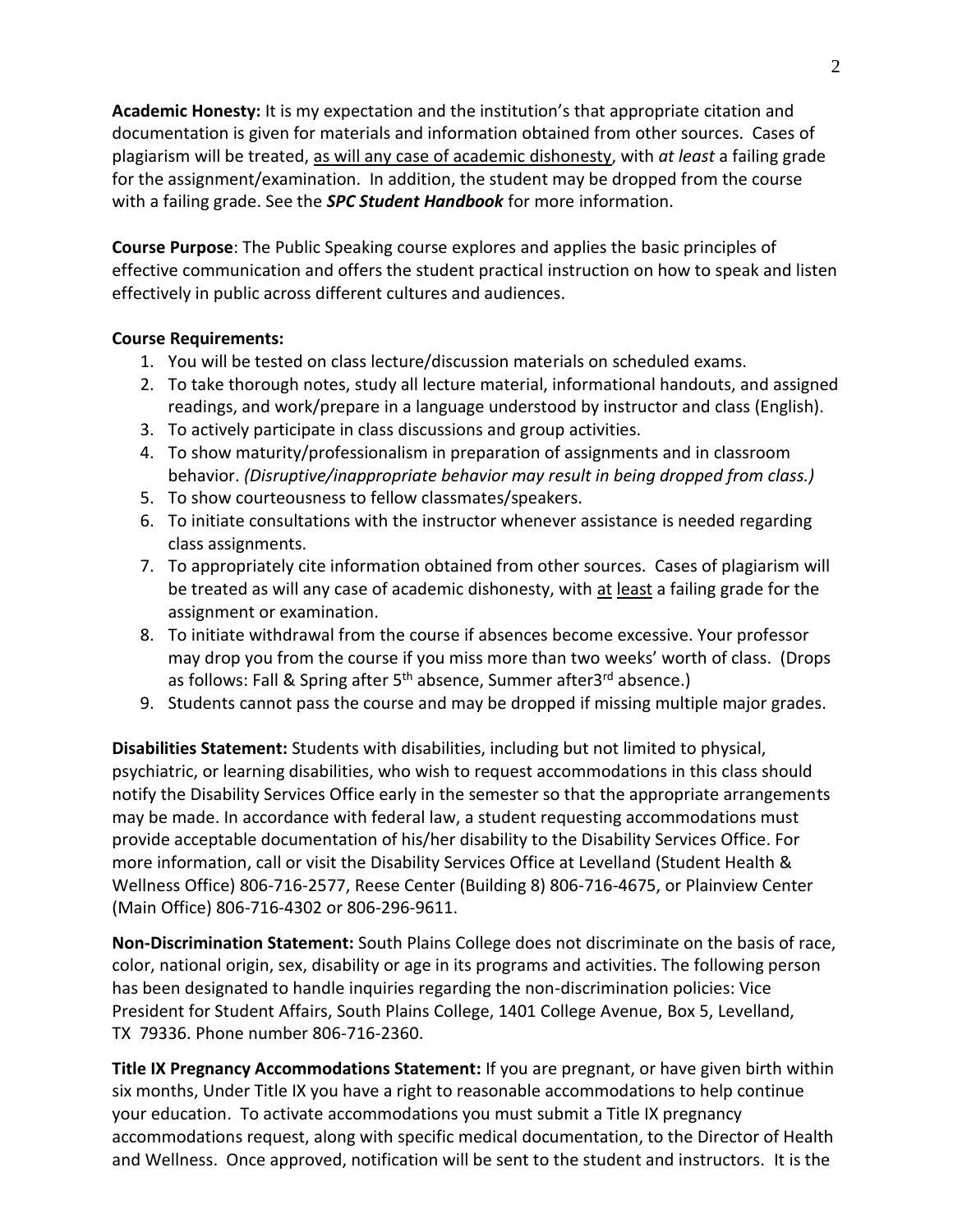**Academic Honesty:** It is my expectation and the institution's that appropriate citation and documentation is given for materials and information obtained from other sources. Cases of plagiarism will be treated, as will any case of academic dishonesty, with *at least* a failing grade for the assignment/examination. In addition, the student may be dropped from the course with a failing grade. See the ***SPC Student Handbook*** for more information.

**Course Purpose**: The Public Speaking course explores and applies the basic principles of effective communication and offers the student practical instruction on how to speak and listen effectively in public across different cultures and audiences.

**Course Requirements:**

1. You will be tested on class lecture/discussion materials on scheduled exams.
2. To take thorough notes, study all lecture material, informational handouts, and assigned readings, and work/prepare in a language understood by instructor and class (English).
3. To actively participate in class discussions and group activities.
4. To show maturity/professionalism in preparation of assignments and in classroom behavior. *(Disruptive/inappropriate behavior may result in being dropped from class.)*
5. To show courteousness to fellow classmates/speakers.
6. To initiate consultations with the instructor whenever assistance is needed regarding class assignments.
7. To appropriately cite information obtained from other sources. Cases of plagiarism will be treated as will any case of academic dishonesty, with at least a failing grade for the assignment or examination.
8. To initiate withdrawal from the course if absences become excessive. Your professor may drop you from the course if you miss more than two weeks' worth of class. (Drops as follows: Fall & Spring after 5th absence, Summer after3rd absence.)
9. Students cannot pass the course and may be dropped if missing multiple major grades.

**Disabilities Statement:** Students with disabilities, including but not limited to physical, psychiatric, or learning disabilities, who wish to request accommodations in this class should notify the Disability Services Office early in the semester so that the appropriate arrangements may be made. In accordance with federal law, a student requesting accommodations must provide acceptable documentation of his/her disability to the Disability Services Office. For more information, call or visit the Disability Services Office at Levelland (Student Health & Wellness Office) 806-716-2577, Reese Center (Building 8) 806-716-4675, or Plainview Center (Main Office) 806-716-4302 or 806-296-9611.

**Non-Discrimination Statement:** South Plains College does not discriminate on the basis of race, color, national origin, sex, disability or age in its programs and activities. The following person has been designated to handle inquiries regarding the non-discrimination policies: Vice President for Student Affairs, South Plains College, 1401 College Avenue, Box 5, Levelland, TX 79336. Phone number 806-716-2360.

**Title IX Pregnancy Accommodations Statement:** If you are pregnant, or have given birth within six months, Under Title IX you have a right to reasonable accommodations to help continue your education. To activate accommodations you must submit a Title IX pregnancy accommodations request, along with specific medical documentation, to the Director of Health and Wellness. Once approved, notification will be sent to the student and instructors. It is the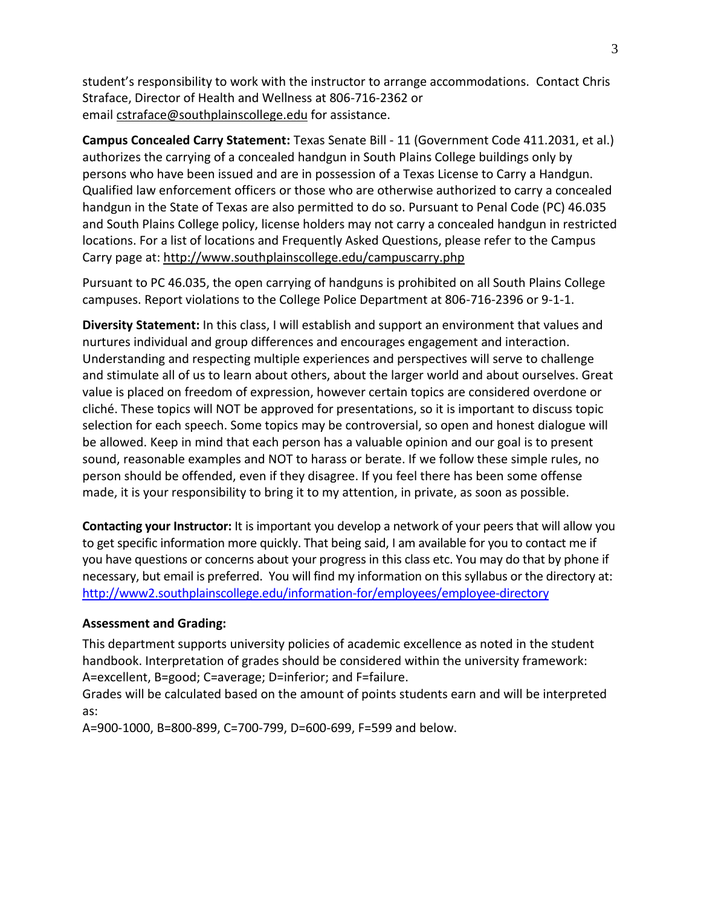student's responsibility to work with the instructor to arrange accommodations. Contact Chris Straface, Director of Health and Wellness at 806-716-2362 or email cstraface@southplainscollege.edu for assistance.

**Campus Concealed Carry Statement:** Texas Senate Bill - 11 (Government Code 411.2031, et al.) authorizes the carrying of a concealed handgun in South Plains College buildings only by persons who have been issued and are in possession of a Texas License to Carry a Handgun. Qualified law enforcement officers or those who are otherwise authorized to carry a concealed handgun in the State of Texas are also permitted to do so. Pursuant to Penal Code (PC) 46.035 and South Plains College policy, license holders may not carry a concealed handgun in restricted locations. For a list of locations and Frequently Asked Questions, please refer to the Campus Carry page at: http://www.southplainscollege.edu/campuscarry.php

Pursuant to PC 46.035, the open carrying of handguns is prohibited on all South Plains College campuses. Report violations to the College Police Department at 806-716-2396 or 9-1-1.

**Diversity Statement:** In this class, I will establish and support an environment that values and nurtures individual and group differences and encourages engagement and interaction. Understanding and respecting multiple experiences and perspectives will serve to challenge and stimulate all of us to learn about others, about the larger world and about ourselves. Great value is placed on freedom of expression, however certain topics are considered overdone or cliché. These topics will NOT be approved for presentations, so it is important to discuss topic selection for each speech. Some topics may be controversial, so open and honest dialogue will be allowed. Keep in mind that each person has a valuable opinion and our goal is to present sound, reasonable examples and NOT to harass or berate. If we follow these simple rules, no person should be offended, even if they disagree. If you feel there has been some offense made, it is your responsibility to bring it to my attention, in private, as soon as possible.

**Contacting your Instructor:** It is important you develop a network of your peers that will allow you to get specific information more quickly. That being said, I am available for you to contact me if you have questions or concerns about your progress in this class etc. You may do that by phone if necessary, but email is preferred. You will find my information on this syllabus or the directory at: http://www2.southplainscollege.edu/information-for/employees/employee-directory

**Assessment and Grading:**

This department supports university policies of academic excellence as noted in the student handbook. Interpretation of grades should be considered within the university framework: A=excellent, B=good; C=average; D=inferior; and F=failure.
Grades will be calculated based on the amount of points students earn and will be interpreted as:
A=900-1000, B=800-899, C=700-799, D=600-699, F=599 and below.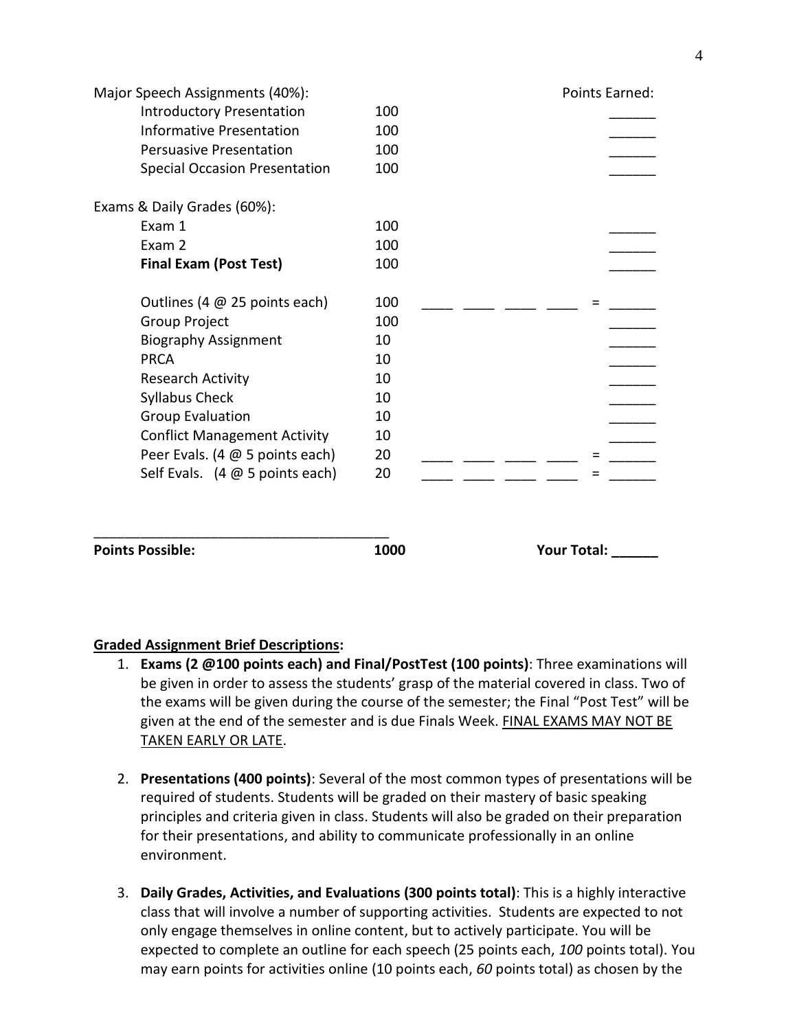| Major Speech Assignments (40%): | | | Points Earned: |
| --- | --- | --- | --- |
| Introductory Presentation | 100 | | ______ |
| Informative Presentation | 100 | | ______ |
| Persuasive Presentation | 100 | | ______ |
| Special Occasion Presentation | 100 | | ______ |
| | | | |
| Exams & Daily Grades (60%): | | | |
| Exam 1 | 100 | | ______ |
| Exam 2 | 100 | | ______ |
| **Final Exam (Post Test)** | 100 | | ______ |
| | | | |
| Outlines (4 @ 25 points each) | 100 | ____ ____ ____ ____ = | ______ |
| Group Project | 100 | | ______ |
| Biography Assignment | 10 | | ______ |
| PRCA | 10 | | ______ |
| Research Activity | 10 | | ______ |
| Syllabus Check | 10 | | ______ |
| Group Evaluation | 10 | | ______ |
| Conflict Management Activity | 10 | | ______ |
| Peer Evals. (4 @ 5 points each) | 20 | ____ ____ ____ ____ = | ______ |
| Self Evals. (4 @ 5 points each) | 20 | ____ ____ ____ ____ = | ______ |
| | | | |
| **Points Possible:** | **1000** | | **Your Total: ______** |

**Graded Assignment Brief Descriptions:**

1. **Exams (2 @100 points each) and Final/PostTest (100 points)**: Three examinations will be given in order to assess the students' grasp of the material covered in class. Two of the exams will be given during the course of the semester; the Final "Post Test" will be given at the end of the semester and is due Finals Week. FINAL EXAMS MAY NOT BE TAKEN EARLY OR LATE.

2. **Presentations (400 points)**: Several of the most common types of presentations will be required of students. Students will be graded on their mastery of basic speaking principles and criteria given in class. Students will also be graded on their preparation for their presentations, and ability to communicate professionally in an online environment.

3. **Daily Grades, Activities, and Evaluations (300 points total)**: This is a highly interactive class that will involve a number of supporting activities. Students are expected to not only engage themselves in online content, but to actively participate. You will be expected to complete an outline for each speech (25 points each, *100* points total). You may earn points for activities online (10 points each, *60* points total) as chosen by the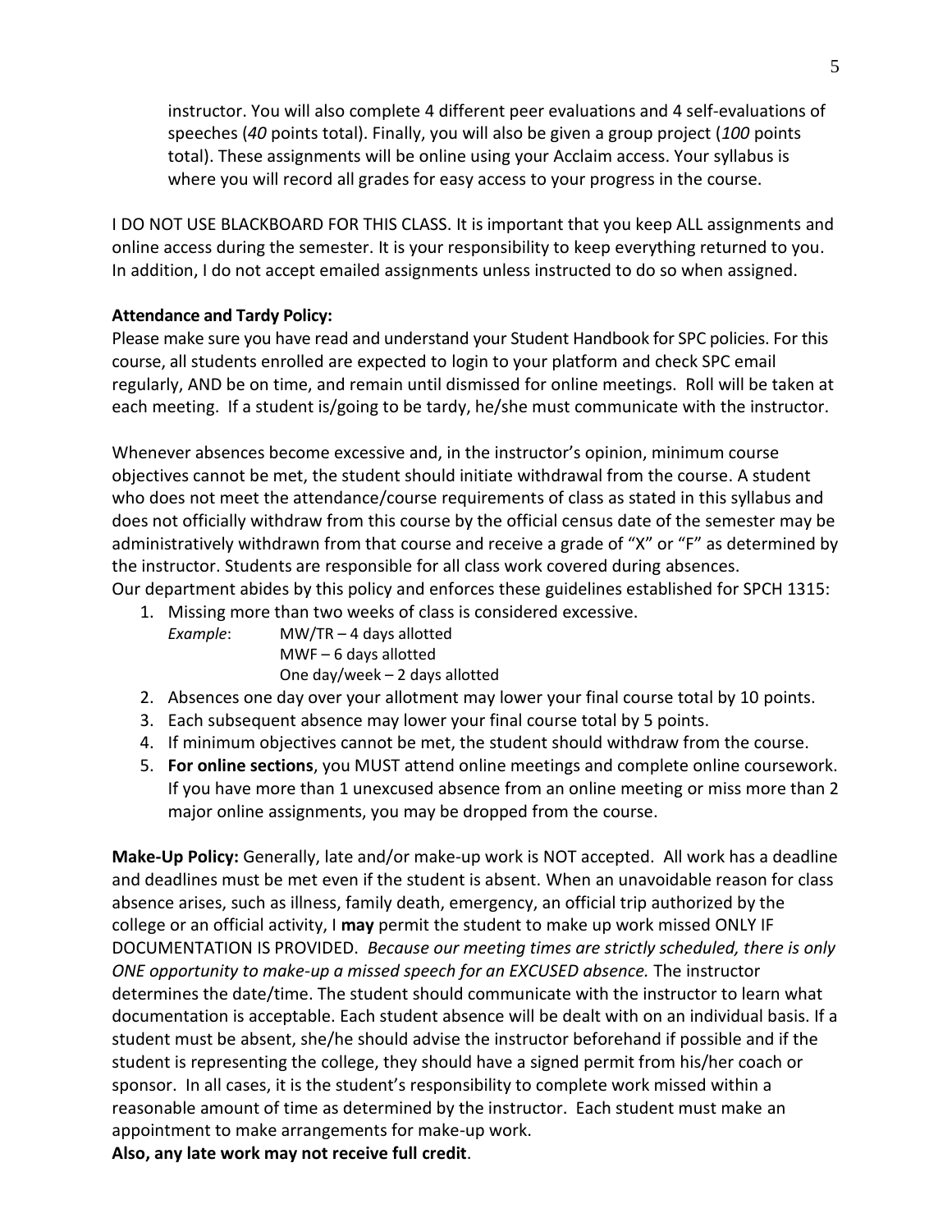instructor. You will also complete 4 different peer evaluations and 4 self-evaluations of speeches (*40* points total). Finally, you will also be given a group project (*100* points total). These assignments will be online using your Acclaim access. Your syllabus is where you will record all grades for easy access to your progress in the course.

I DO NOT USE BLACKBOARD FOR THIS CLASS. It is important that you keep ALL assignments and online access during the semester. It is your responsibility to keep everything returned to you. In addition, I do not accept emailed assignments unless instructed to do so when assigned.

**Attendance and Tardy Policy:**

Please make sure you have read and understand your Student Handbook for SPC policies. For this course, all students enrolled are expected to login to your platform and check SPC email regularly, AND be on time, and remain until dismissed for online meetings. Roll will be taken at each meeting. If a student is/going to be tardy, he/she must communicate with the instructor.

Whenever absences become excessive and, in the instructor's opinion, minimum course objectives cannot be met, the student should initiate withdrawal from the course. A student who does not meet the attendance/course requirements of class as stated in this syllabus and does not officially withdraw from this course by the official census date of the semester may be administratively withdrawn from that course and receive a grade of "X" or "F" as determined by the instructor. Students are responsible for all class work covered during absences.
Our department abides by this policy and enforces these guidelines established for SPCH 1315:

1. Missing more than two weeks of class is considered excessive.
   *Example*: MW/TR – 4 days allotted
   MWF – 6 days allotted
   One day/week – 2 days allotted
2. Absences one day over your allotment may lower your final course total by 10 points.
3. Each subsequent absence may lower your final course total by 5 points.
4. If minimum objectives cannot be met, the student should withdraw from the course.
5. **For online sections**, you MUST attend online meetings and complete online coursework. If you have more than 1 unexcused absence from an online meeting or miss more than 2 major online assignments, you may be dropped from the course.

**Make-Up Policy:** Generally, late and/or make-up work is NOT accepted. All work has a deadline and deadlines must be met even if the student is absent. When an unavoidable reason for class absence arises, such as illness, family death, emergency, an official trip authorized by the college or an official activity, I **may** permit the student to make up work missed ONLY IF DOCUMENTATION IS PROVIDED. *Because our meeting times are strictly scheduled, there is only ONE opportunity to make-up a missed speech for an EXCUSED absence.* The instructor determines the date/time. The student should communicate with the instructor to learn what documentation is acceptable. Each student absence will be dealt with on an individual basis. If a student must be absent, she/he should advise the instructor beforehand if possible and if the student is representing the college, they should have a signed permit from his/her coach or sponsor. In all cases, it is the student's responsibility to complete work missed within a reasonable amount of time as determined by the instructor. Each student must make an appointment to make arrangements for make-up work.
**Also, any late work may not receive full credit**.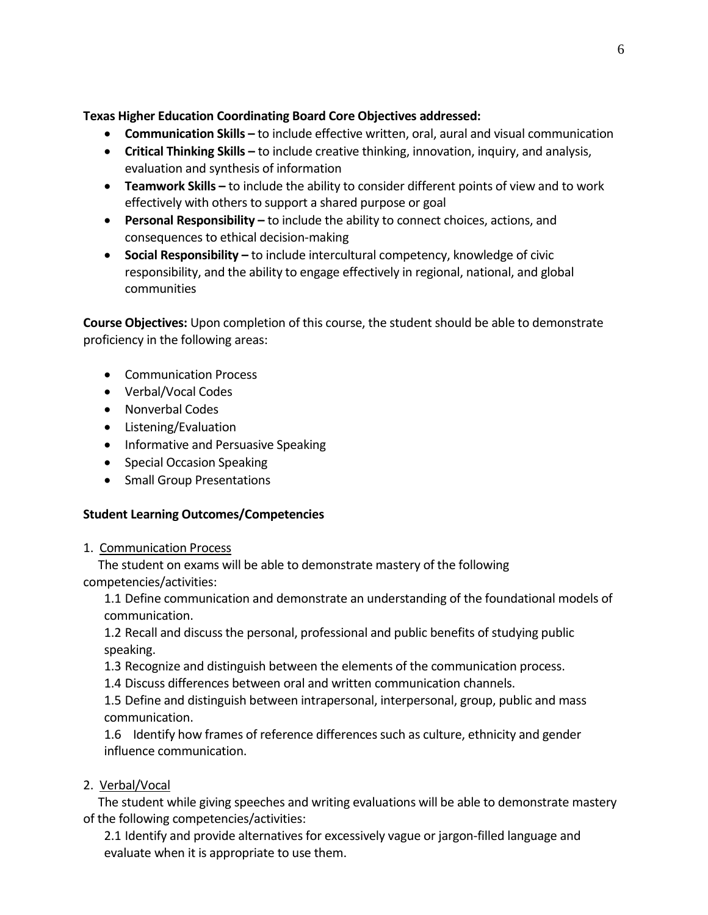**Texas Higher Education Coordinating Board Core Objectives addressed:**

- **Communication Skills –** to include effective written, oral, aural and visual communication
- **Critical Thinking Skills –** to include creative thinking, innovation, inquiry, and analysis, evaluation and synthesis of information
- **Teamwork Skills –** to include the ability to consider different points of view and to work effectively with others to support a shared purpose or goal
- **Personal Responsibility –** to include the ability to connect choices, actions, and consequences to ethical decision-making
- **Social Responsibility –** to include intercultural competency, knowledge of civic responsibility, and the ability to engage effectively in regional, national, and global communities

**Course Objectives:** Upon completion of this course, the student should be able to demonstrate proficiency in the following areas:

- Communication Process
- Verbal/Vocal Codes
- Nonverbal Codes
- Listening/Evaluation
- Informative and Persuasive Speaking
- Special Occasion Speaking
- Small Group Presentations

**Student Learning Outcomes/Competencies**

1. Communication Process

The student on exams will be able to demonstrate mastery of the following competencies/activities:

1.1 Define communication and demonstrate an understanding of the foundational models of communication.

1.2 Recall and discuss the personal, professional and public benefits of studying public speaking.

1.3 Recognize and distinguish between the elements of the communication process.

1.4 Discuss differences between oral and written communication channels.

1.5 Define and distinguish between intrapersonal, interpersonal, group, public and mass communication.

1.6 Identify how frames of reference differences such as culture, ethnicity and gender influence communication.

2. Verbal/Vocal

The student while giving speeches and writing evaluations will be able to demonstrate mastery of the following competencies/activities:

2.1 Identify and provide alternatives for excessively vague or jargon-filled language and evaluate when it is appropriate to use them.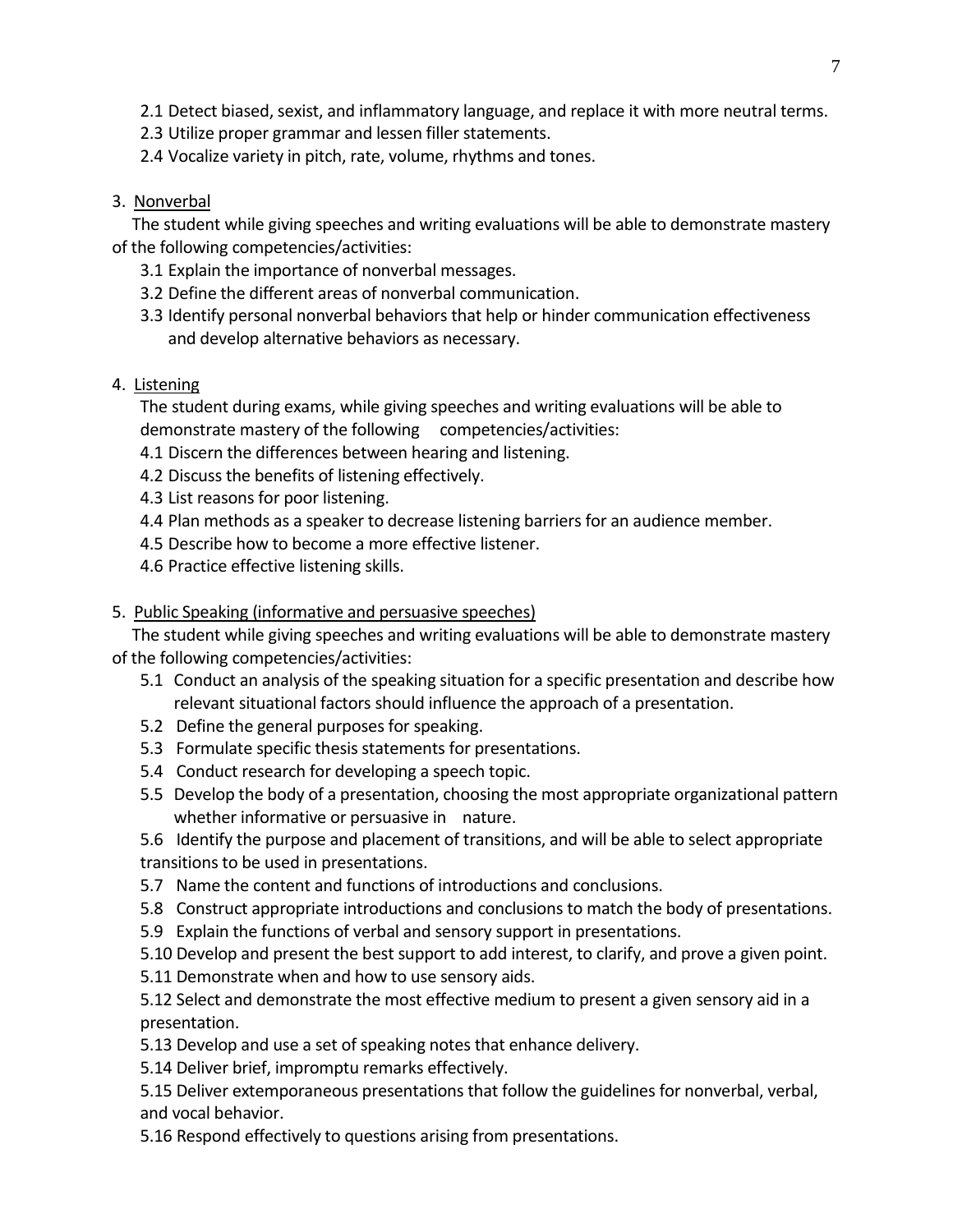2.1 Detect biased, sexist, and inflammatory language, and replace it with more neutral terms.
2.3 Utilize proper grammar and lessen filler statements.
2.4 Vocalize variety in pitch, rate, volume, rhythms and tones.

3. Nonverbal

The student while giving speeches and writing evaluations will be able to demonstrate mastery of the following competencies/activities:

3.1 Explain the importance of nonverbal messages.
3.2 Define the different areas of nonverbal communication.
3.3 Identify personal nonverbal behaviors that help or hinder communication effectiveness and develop alternative behaviors as necessary.

4. Listening

The student during exams, while giving speeches and writing evaluations will be able to demonstrate mastery of the following competencies/activities:

4.1 Discern the differences between hearing and listening.
4.2 Discuss the benefits of listening effectively.
4.3 List reasons for poor listening.
4.4 Plan methods as a speaker to decrease listening barriers for an audience member.
4.5 Describe how to become a more effective listener.
4.6 Practice effective listening skills.

5. Public Speaking (informative and persuasive speeches)

The student while giving speeches and writing evaluations will be able to demonstrate mastery of the following competencies/activities:

5.1 Conduct an analysis of the speaking situation for a specific presentation and describe how relevant situational factors should influence the approach of a presentation.
5.2 Define the general purposes for speaking.
5.3 Formulate specific thesis statements for presentations.
5.4 Conduct research for developing a speech topic.
5.5 Develop the body of a presentation, choosing the most appropriate organizational pattern whether informative or persuasive in nature.
5.6 Identify the purpose and placement of transitions, and will be able to select appropriate transitions to be used in presentations.
5.7 Name the content and functions of introductions and conclusions.
5.8 Construct appropriate introductions and conclusions to match the body of presentations.
5.9 Explain the functions of verbal and sensory support in presentations.
5.10 Develop and present the best support to add interest, to clarify, and prove a given point.
5.11 Demonstrate when and how to use sensory aids.
5.12 Select and demonstrate the most effective medium to present a given sensory aid in a presentation.
5.13 Develop and use a set of speaking notes that enhance delivery.
5.14 Deliver brief, impromptu remarks effectively.
5.15 Deliver extemporaneous presentations that follow the guidelines for nonverbal, verbal, and vocal behavior.
5.16 Respond effectively to questions arising from presentations.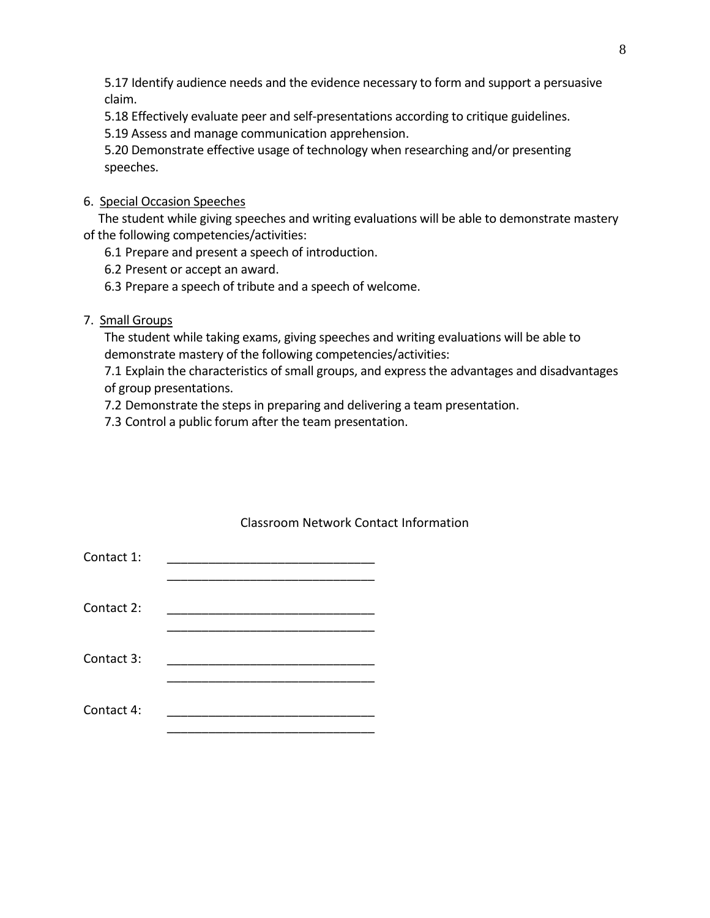5.17 Identify audience needs and the evidence necessary to form and support a persuasive claim.

5.18 Effectively evaluate peer and self-presentations according to critique guidelines.

5.19 Assess and manage communication apprehension.

5.20 Demonstrate effective usage of technology when researching and/or presenting speeches.

6. Special Occasion Speeches

The student while giving speeches and writing evaluations will be able to demonstrate mastery of the following competencies/activities:

6.1 Prepare and present a speech of introduction.

6.2 Present or accept an award.

6.3 Prepare a speech of tribute and a speech of welcome.

7. Small Groups

The student while taking exams, giving speeches and writing evaluations will be able to demonstrate mastery of the following competencies/activities:

7.1 Explain the characteristics of small groups, and express the advantages and disadvantages of group presentations.

7.2 Demonstrate the steps in preparing and delivering a team presentation.

7.3 Control a public forum after the team presentation.

Classroom Network Contact Information

Contact 1: ______________________________
______________________________

Contact 2: ______________________________
______________________________

Contact 3: ______________________________
______________________________

Contact 4: ______________________________
______________________________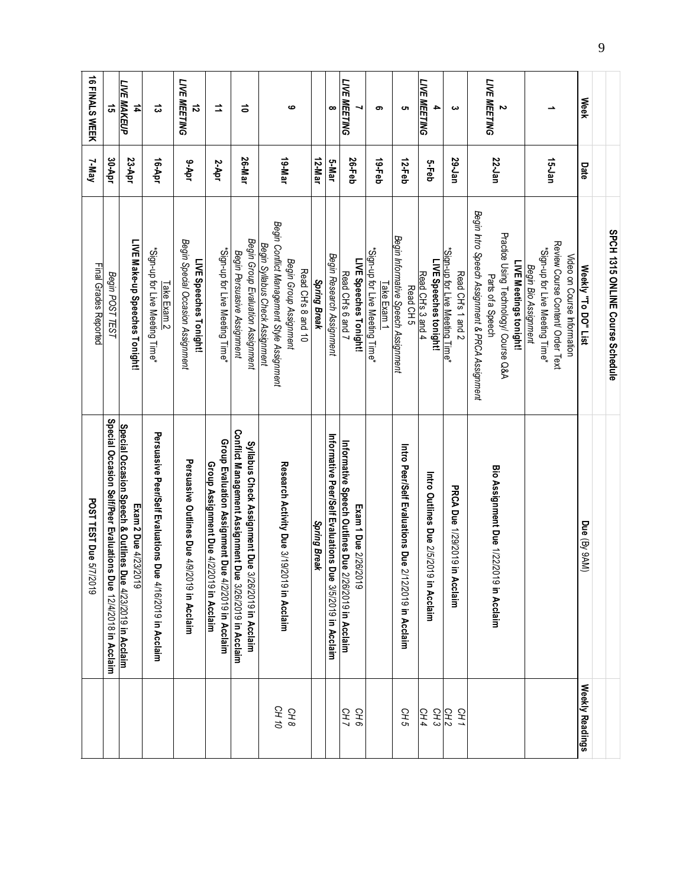# SPCH 1315 ONLINE Course Schedule

| Week | Date | Weekly "To DO" List | Due (By 9AM) | Weekly Readings |
|---|---|---|---|---|
| 1 | 15-Jan | Video on Course Information<br>Review Course Content/ Order Text<br>*Sign-up for Live Meeting Time*<br>*Begin Bio Assignment* | | |
| 2<br>*LIVE MEETING* | 22-Jan | **LIVE Meetings tonight!**<br>Practice Using Technology/ Course Q&A<br>Parts of a Speech<br>*Begin Intro Speech Assignment & PRCA Assignment* | **Bio Assignment Due** 1/22/2019 **in Acclaim** | |
| 3 | 29-Jan | Read CH's 1 and 2<br>*Sign-up for Live Meeting Time* | **PRCA Due** 1/29/2019 **in Acclaim** | *CH 1*<br>*CH 2* |
| 4<br>*LIVE MEETING* | 5-Feb | **LIVE Speeches tonight!**<br>Read CH's 3 and 4 | **Intro Outlines Due** 2/5/2019 **in Acclaim** | *CH 3*<br>*CH 4* |
| 5 | 12-Feb | Read CH 5<br>*Begin Informative Speech Assignment* | **Intro Peer/Self Evaluations Due** 2/12/2019 **in Acclaim** | *CH 5* |
| 6 | 19-Feb | Take Exam 1<br>*Sign-up for Live Meeting Time* | | |
| 7<br>*LIVE MEETING* | 26-Feb | **LIVE Speeches Tonight!**<br>Read CH's 6 and 7 | **Exam 1 Due** 2/26/2019<br>**Informative Speech Outlines Due** 2/26/2019 **in Acclaim** | *CH 6*<br>*CH 7* |
| 8 | 5-Mar | *Begin Research Assignment* | **Informative Peer/Self Evaluations Due** 3/5/2019 **in Acclaim** | |
| | 12-Mar | ***Spring Break*** | ***Spring Break*** | |
| 9 | 19-Mar | Read CH's 8 and 10<br>*Begin Group Assignment*<br>*Begin Conflict Management Style Assignment*<br>*Begin Syllabus Check Assignment* | **Research Activity Due** 3/19/2019 **in Acclaim** | *CH 8*<br>*CH 10* |
| 10 | 26-Mar | *Begin Group Evaluation Assignment*<br>*Begin Persuasive Assignment* | **Syllabus Check Assignment Due** 3/26/2019 **in Acclaim**<br>**Conflict Management Assignment Due** 3/26/2019 **in Acclaim** | |
| 11 | 2-Apr | *Sign-up for Live Meeting Time* | **Group Evaluation Assignment Due** 4/2/2019 **in Acclaim**<br>**Group Assignment Due** 4/2/2019 **in Acclaim** | |
| 12<br>*LIVE MEETING* | 9-Apr | **LIVE Speeches Tonight!**<br>*Begin Special Occasion Assignment* | **Persuasive Outlines Due** 4/9/2019 **in Acclaim** | |
| 13 | 16-Apr | Take Exam 2<br>*Sign-up for Live Meeting Time* | **Persuasive Peer/Self Evaluations Due** 4/16/2019 **in Acclaim** | |
| 14<br>*LIVE MAKEUP* | 23-Apr | **LIVE Make-up Speeches Tonight!** | **Exam 2 Due** 4/23/2019<br>**Special Occasion Speech & Outlines Due** 4/23/2019 **in Acclaim** | |
| 15 | 30-Apr | *Begin POST TEST* | **Special Occasion Self/Peer Evaluations Due** 12/4/2018 **in Acclaim** | |
| **16 FINALS WEEK** | 7-May | Final Grades Reported | **POST TEST Due** 5/7/2019 | |